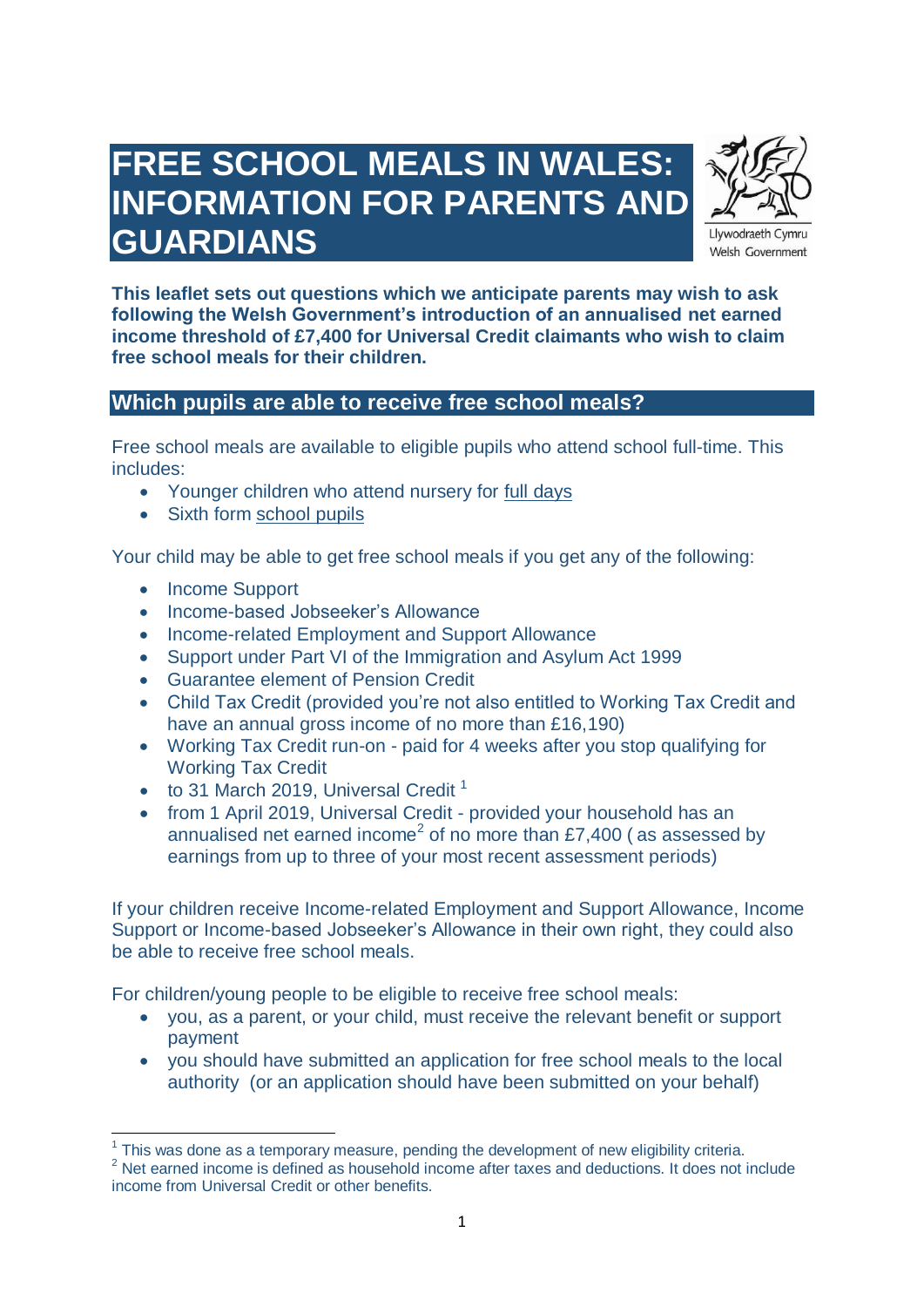# FREE SCHOOL MEALS IN WALES: INFORMATION FOR PARENTS AND GUARDIANS

Llywodraeth Cymru
Welsh Government

**This leaflet sets out questions which we anticipate parents may wish to ask following the Welsh Government's introduction of an annualised net earned income threshold of £7,400 for Universal Credit claimants who wish to claim free school meals for their children.**

## Which pupils are able to receive free school meals?

Free school meals are available to eligible pupils who attend school full-time. This includes:

- Younger children who attend nursery for full days
- Sixth form school pupils

Your child may be able to get free school meals if you get any of the following:

- Income Support
- Income-based Jobseeker's Allowance
- Income-related Employment and Support Allowance
- Support under Part VI of the Immigration and Asylum Act 1999
- Guarantee element of Pension Credit
- Child Tax Credit (provided you're not also entitled to Working Tax Credit and have an annual gross income of no more than £16,190)
- Working Tax Credit run-on - paid for 4 weeks after you stop qualifying for Working Tax Credit
- to 31 March 2019, Universal Credit [1]
- from 1 April 2019, Universal Credit - provided your household has an annualised net earned income[2] of no more than £7,400 ( as assessed by earnings from up to three of your most recent assessment periods)

If your children receive Income-related Employment and Support Allowance, Income Support or Income-based Jobseeker's Allowance in their own right, they could also be able to receive free school meals.

For children/young people to be eligible to receive free school meals:

- you, as a parent, or your child, must receive the relevant benefit or support payment
- you should have submitted an application for free school meals to the local authority (or an application should have been submitted on your behalf)

[1] This was done as a temporary measure, pending the development of new eligibility criteria.

[2] Net earned income is defined as household income after taxes and deductions. It does not include income from Universal Credit or other benefits.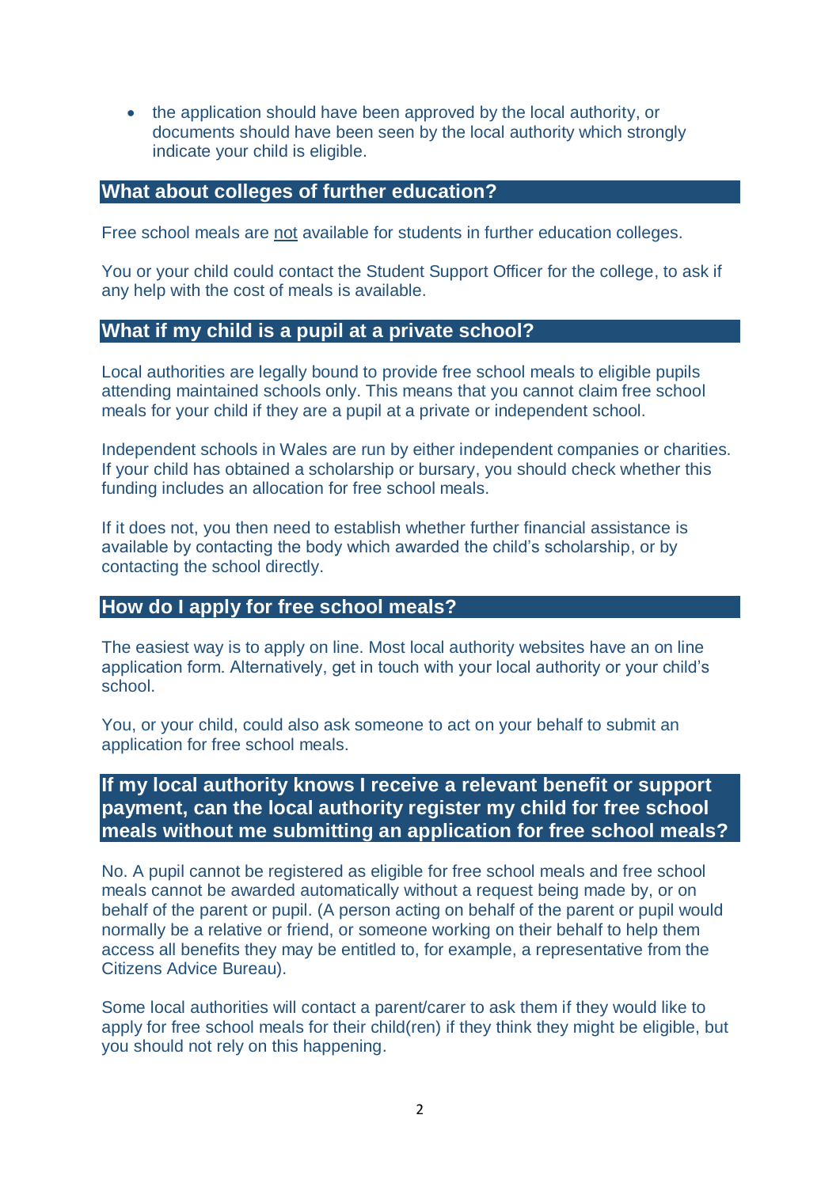- the application should have been approved by the local authority, or documents should have been seen by the local authority which strongly indicate your child is eligible.

## What about colleges of further education?

Free school meals are not available for students in further education colleges.

You or your child could contact the Student Support Officer for the college, to ask if any help with the cost of meals is available.

## What if my child is a pupil at a private school?

Local authorities are legally bound to provide free school meals to eligible pupils attending maintained schools only. This means that you cannot claim free school meals for your child if they are a pupil at a private or independent school.

Independent schools in Wales are run by either independent companies or charities. If your child has obtained a scholarship or bursary, you should check whether this funding includes an allocation for free school meals.

If it does not, you then need to establish whether further financial assistance is available by contacting the body which awarded the child's scholarship, or by contacting the school directly.

## How do I apply for free school meals?

The easiest way is to apply on line. Most local authority websites have an on line application form. Alternatively, get in touch with your local authority or your child's school.

You, or your child, could also ask someone to act on your behalf to submit an application for free school meals.

## If my local authority knows I receive a relevant benefit or support payment, can the local authority register my child for free school meals without me submitting an application for free school meals?

No. A pupil cannot be registered as eligible for free school meals and free school meals cannot be awarded automatically without a request being made by, or on behalf of the parent or pupil. (A person acting on behalf of the parent or pupil would normally be a relative or friend, or someone working on their behalf to help them access all benefits they may be entitled to, for example, a representative from the Citizens Advice Bureau).

Some local authorities will contact a parent/carer to ask them if they would like to apply for free school meals for their child(ren) if they think they might be eligible, but you should not rely on this happening.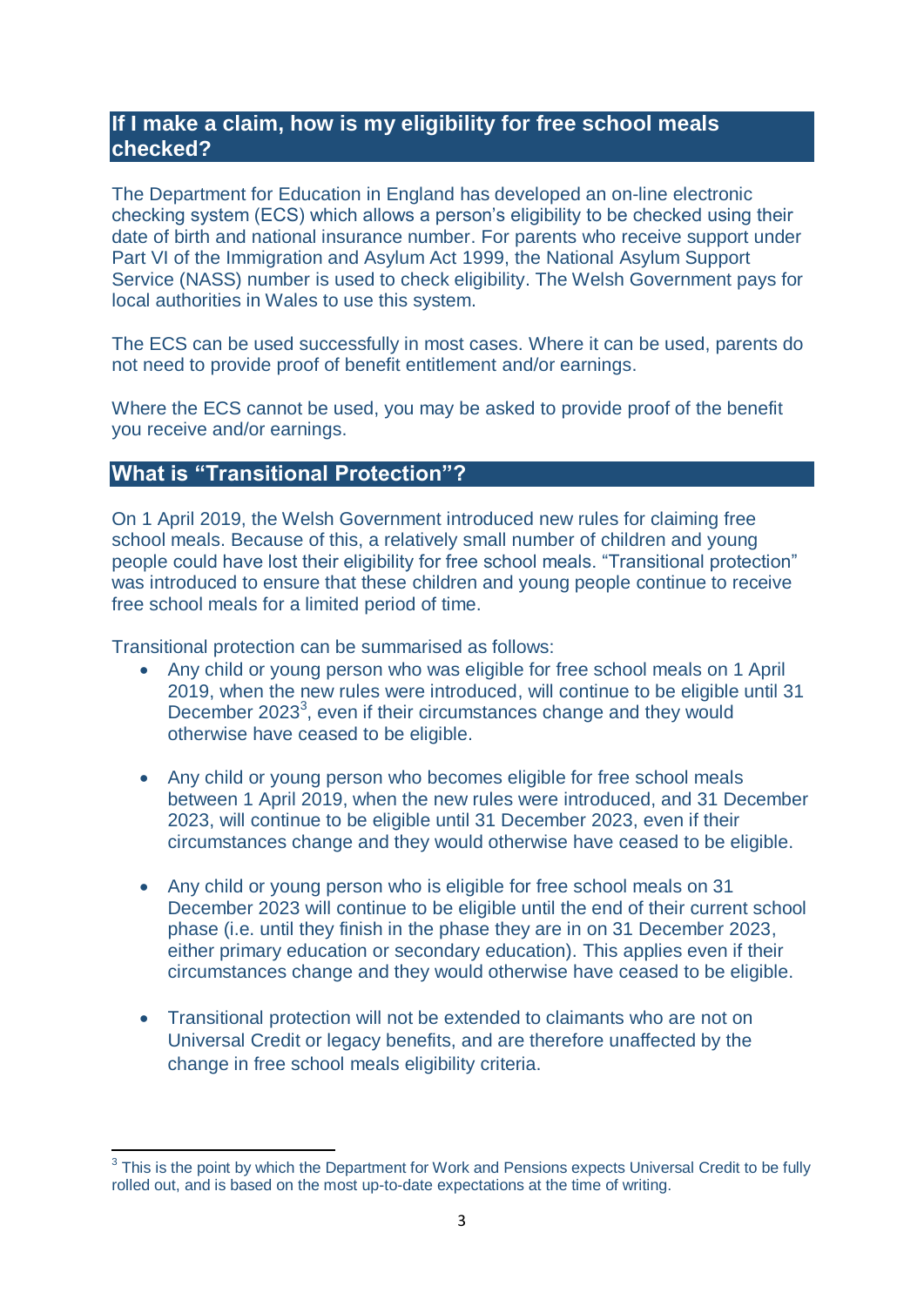## If I make a claim, how is my eligibility for free school meals checked?

The Department for Education in England has developed an on-line electronic checking system (ECS) which allows a person's eligibility to be checked using their date of birth and national insurance number. For parents who receive support under Part VI of the Immigration and Asylum Act 1999, the National Asylum Support Service (NASS) number is used to check eligibility. The Welsh Government pays for local authorities in Wales to use this system.

The ECS can be used successfully in most cases. Where it can be used, parents do not need to provide proof of benefit entitlement and/or earnings.

Where the ECS cannot be used, you may be asked to provide proof of the benefit you receive and/or earnings.

## What is "Transitional Protection"?

On 1 April 2019, the Welsh Government introduced new rules for claiming free school meals. Because of this, a relatively small number of children and young people could have lost their eligibility for free school meals. "Transitional protection" was introduced to ensure that these children and young people continue to receive free school meals for a limited period of time.

Transitional protection can be summarised as follows:

- Any child or young person who was eligible for free school meals on 1 April 2019, when the new rules were introduced, will continue to be eligible until 31 December 2023[3], even if their circumstances change and they would otherwise have ceased to be eligible.

- Any child or young person who becomes eligible for free school meals between 1 April 2019, when the new rules were introduced, and 31 December 2023, will continue to be eligible until 31 December 2023, even if their circumstances change and they would otherwise have ceased to be eligible.

- Any child or young person who is eligible for free school meals on 31 December 2023 will continue to be eligible until the end of their current school phase (i.e. until they finish in the phase they are in on 31 December 2023, either primary education or secondary education). This applies even if their circumstances change and they would otherwise have ceased to be eligible.

- Transitional protection will not be extended to claimants who are not on Universal Credit or legacy benefits, and are therefore unaffected by the change in free school meals eligibility criteria.

[3] This is the point by which the Department for Work and Pensions expects Universal Credit to be fully rolled out, and is based on the most up-to-date expectations at the time of writing.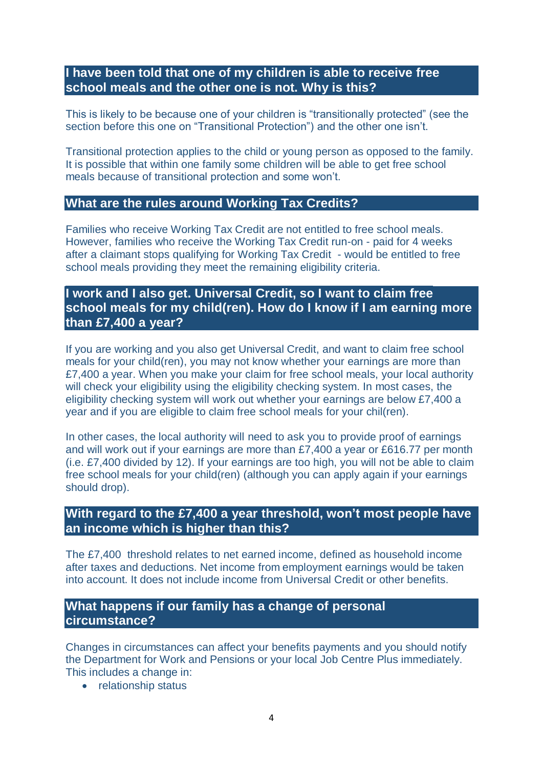## I have been told that one of my children is able to receive free school meals and the other one is not. Why is this?

This is likely to be because one of your children is "transitionally protected" (see the section before this one on "Transitional Protection") and the other one isn't.

Transitional protection applies to the child or young person as opposed to the family. It is possible that within one family some children will be able to get free school meals because of transitional protection and some won't.

## What are the rules around Working Tax Credits?

Families who receive Working Tax Credit are not entitled to free school meals. However, families who receive the Working Tax Credit run-on - paid for 4 weeks after a claimant stops qualifying for Working Tax Credit - would be entitled to free school meals providing they meet the remaining eligibility criteria.

## I work and I also get. Universal Credit, so I want to claim free school meals for my child(ren). How do I know if I am earning more than £7,400 a year?

If you are working and you also get Universal Credit, and want to claim free school meals for your child(ren), you may not know whether your earnings are more than £7,400 a year. When you make your claim for free school meals, your local authority will check your eligibility using the eligibility checking system. In most cases, the eligibility checking system will work out whether your earnings are below £7,400 a year and if you are eligible to claim free school meals for your chil(ren).

In other cases, the local authority will need to ask you to provide proof of earnings and will work out if your earnings are more than £7,400 a year or £616.77 per month (i.e. £7,400 divided by 12). If your earnings are too high, you will not be able to claim free school meals for your child(ren) (although you can apply again if your earnings should drop).

## With regard to the £7,400 a year threshold, won't most people have an income which is higher than this?

The £7,400 threshold relates to net earned income, defined as household income after taxes and deductions. Net income from employment earnings would be taken into account. It does not include income from Universal Credit or other benefits.

## What happens if our family has a change of personal circumstance?

Changes in circumstances can affect your benefits payments and you should notify the Department for Work and Pensions or your local Job Centre Plus immediately. This includes a change in:

- relationship status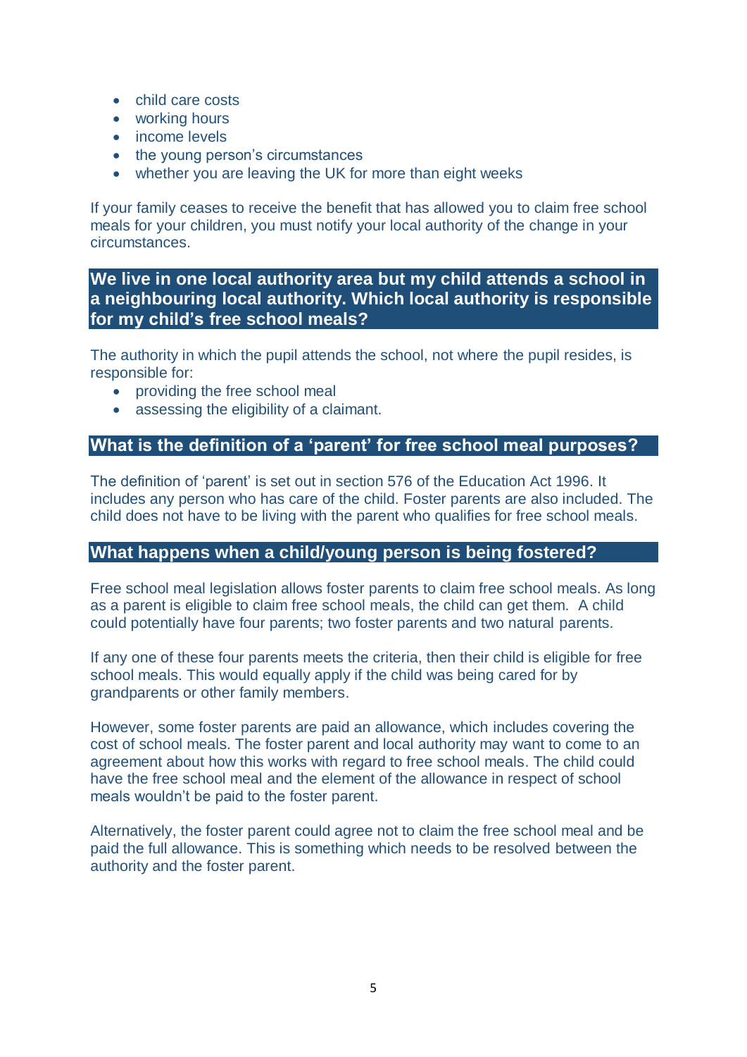- child care costs
- working hours
- income levels
- the young person's circumstances
- whether you are leaving the UK for more than eight weeks

If your family ceases to receive the benefit that has allowed you to claim free school meals for your children, you must notify your local authority of the change in your circumstances.

## We live in one local authority area but my child attends a school in a neighbouring local authority. Which local authority is responsible for my child's free school meals?

The authority in which the pupil attends the school, not where the pupil resides, is responsible for:

- providing the free school meal
- assessing the eligibility of a claimant.

## What is the definition of a 'parent' for free school meal purposes?

The definition of 'parent' is set out in section 576 of the Education Act 1996. It includes any person who has care of the child. Foster parents are also included. The child does not have to be living with the parent who qualifies for free school meals.

## What happens when a child/young person is being fostered?

Free school meal legislation allows foster parents to claim free school meals. As long as a parent is eligible to claim free school meals, the child can get them. A child could potentially have four parents; two foster parents and two natural parents.

If any one of these four parents meets the criteria, then their child is eligible for free school meals. This would equally apply if the child was being cared for by grandparents or other family members.

However, some foster parents are paid an allowance, which includes covering the cost of school meals. The foster parent and local authority may want to come to an agreement about how this works with regard to free school meals. The child could have the free school meal and the element of the allowance in respect of school meals wouldn't be paid to the foster parent.

Alternatively, the foster parent could agree not to claim the free school meal and be paid the full allowance. This is something which needs to be resolved between the authority and the foster parent.